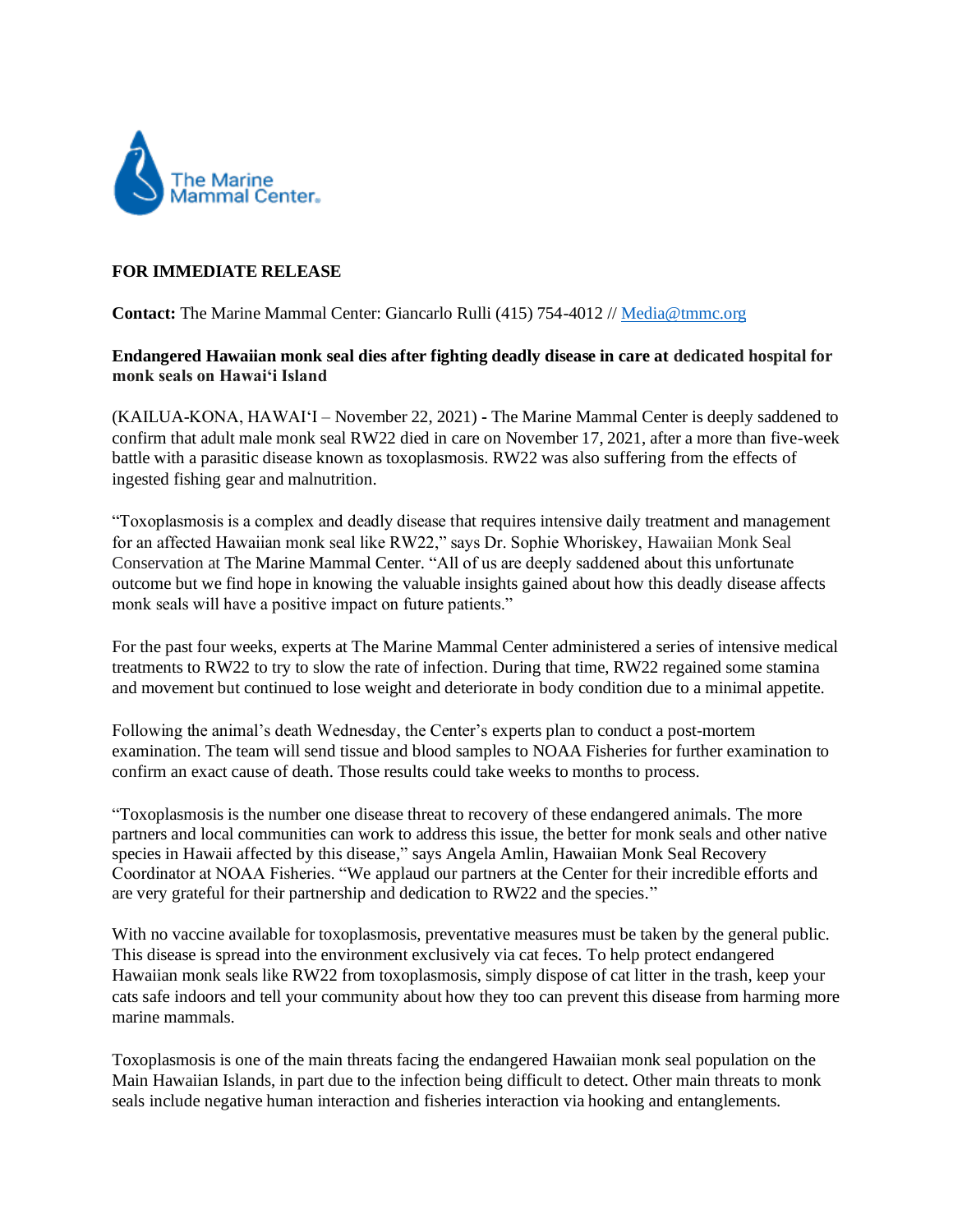**FOR IMMEDIATE RELEASE**

**Contact:** The Marine Mammal Center: Giancarlo Rulli (415) 754-4012 // Media@tmmc.org

**Endangered Hawaiian monk seal dies after fighting deadly disease in care at dedicated hospital for monk seals on Hawai'i Island**

(KAILUA-KONA, HAWAI'I – November 22, 2021) - The Marine Mammal Center is deeply saddened to confirm that adult male monk seal RW22 died in care on November 17, 2021, after a more than five-week battle with a parasitic disease known as toxoplasmosis. RW22 was also suffering from the effects of ingested fishing gear and malnutrition.

"Toxoplasmosis is a complex and deadly disease that requires intensive daily treatment and management for an affected Hawaiian monk seal like RW22," says Dr. Sophie Whoriskey, Hawaiian Monk Seal Conservation at The Marine Mammal Center. "All of us are deeply saddened about this unfortunate outcome but we find hope in knowing the valuable insights gained about how this deadly disease affects monk seals will have a positive impact on future patients."

For the past four weeks, experts at The Marine Mammal Center administered a series of intensive medical treatments to RW22 to try to slow the rate of infection. During that time, RW22 regained some stamina and movement but continued to lose weight and deteriorate in body condition due to a minimal appetite.

Following the animal's death Wednesday, the Center's experts plan to conduct a post-mortem examination. The team will send tissue and blood samples to NOAA Fisheries for further examination to confirm an exact cause of death. Those results could take weeks to months to process.

"Toxoplasmosis is the number one disease threat to recovery of these endangered animals. The more partners and local communities can work to address this issue, the better for monk seals and other native species in Hawaii affected by this disease," says Angela Amlin, Hawaiian Monk Seal Recovery Coordinator at NOAA Fisheries. "We applaud our partners at the Center for their incredible efforts and are very grateful for their partnership and dedication to RW22 and the species."

With no vaccine available for toxoplasmosis, preventative measures must be taken by the general public. This disease is spread into the environment exclusively via cat feces. To help protect endangered Hawaiian monk seals like RW22 from toxoplasmosis, simply dispose of cat litter in the trash, keep your cats safe indoors and tell your community about how they too can prevent this disease from harming more marine mammals.

Toxoplasmosis is one of the main threats facing the endangered Hawaiian monk seal population on the Main Hawaiian Islands, in part due to the infection being difficult to detect. Other main threats to monk seals include negative human interaction and fisheries interaction via hooking and entanglements.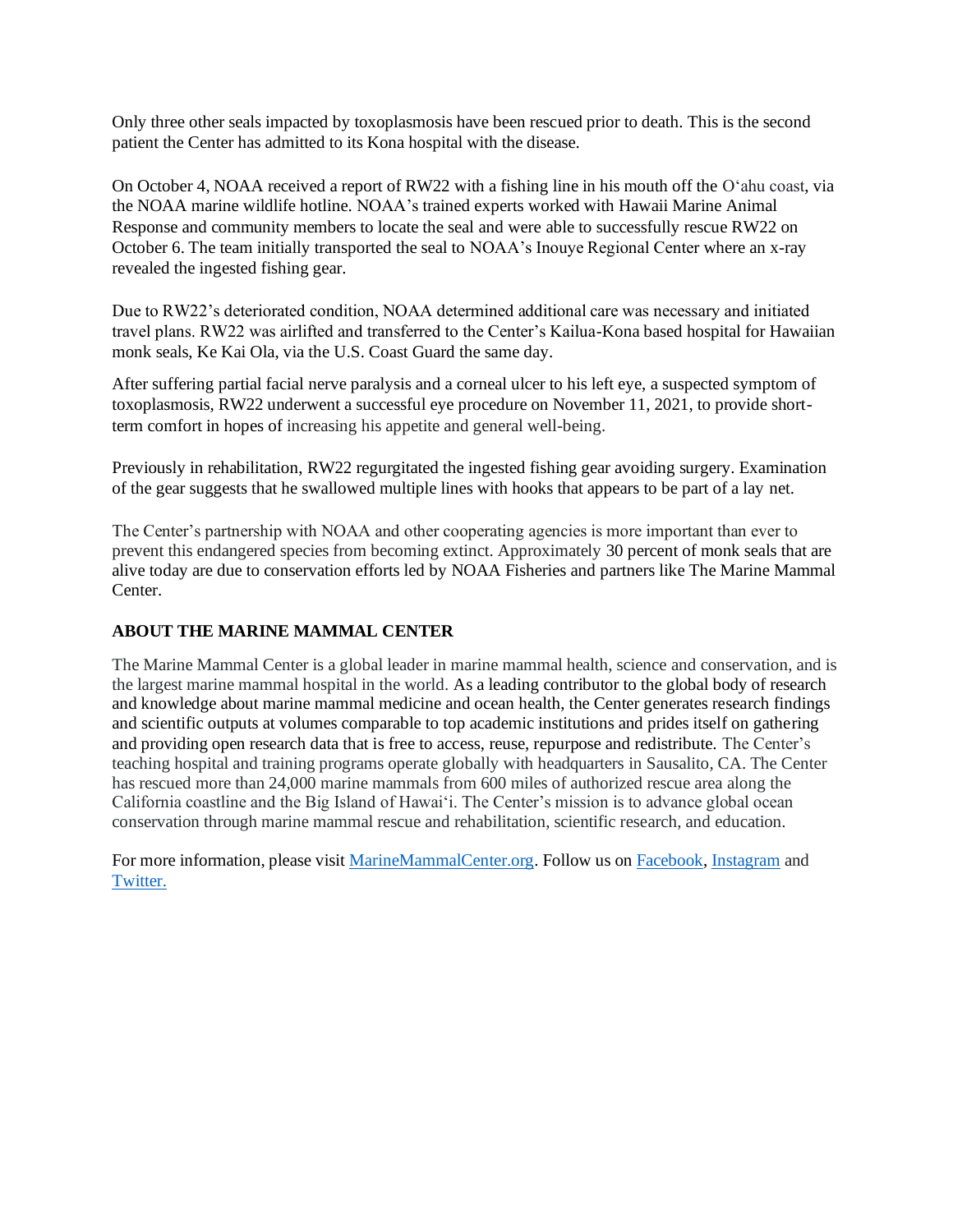Only three other seals impacted by toxoplasmosis have been rescued prior to death. This is the second patient the Center has admitted to its Kona hospital with the disease.

On October 4, NOAA received a report of RW22 with a fishing line in his mouth off the Oʻahu coast, via the NOAA marine wildlife hotline. NOAA's trained experts worked with Hawaii Marine Animal Response and community members to locate the seal and were able to successfully rescue RW22 on October 6. The team initially transported the seal to NOAA's Inouye Regional Center where an x-ray revealed the ingested fishing gear.

Due to RW22's deteriorated condition, NOAA determined additional care was necessary and initiated travel plans. RW22 was airlifted and transferred to the Center's Kailua-Kona based hospital for Hawaiian monk seals, Ke Kai Ola, via the U.S. Coast Guard the same day.

After suffering partial facial nerve paralysis and a corneal ulcer to his left eye, a suspected symptom of toxoplasmosis, RW22 underwent a successful eye procedure on November 11, 2021, to provide short-term comfort in hopes of increasing his appetite and general well-being.

Previously in rehabilitation, RW22 regurgitated the ingested fishing gear avoiding surgery. Examination of the gear suggests that he swallowed multiple lines with hooks that appears to be part of a lay net.

The Center's partnership with NOAA and other cooperating agencies is more important than ever to prevent this endangered species from becoming extinct. Approximately 30 percent of monk seals that are alive today are due to conservation efforts led by NOAA Fisheries and partners like The Marine Mammal Center.

**ABOUT THE MARINE MAMMAL CENTER**

The Marine Mammal Center is a global leader in marine mammal health, science and conservation, and is the largest marine mammal hospital in the world. As a leading contributor to the global body of research and knowledge about marine mammal medicine and ocean health, the Center generates research findings and scientific outputs at volumes comparable to top academic institutions and prides itself on gathering and providing open research data that is free to access, reuse, repurpose and redistribute. The Center's teaching hospital and training programs operate globally with headquarters in Sausalito, CA. The Center has rescued more than 24,000 marine mammals from 600 miles of authorized rescue area along the California coastline and the Big Island of Hawaiʻi. The Center's mission is to advance global ocean conservation through marine mammal rescue and rehabilitation, scientific research, and education.

For more information, please visit MarineMammalCenter.org. Follow us on Facebook, Instagram and Twitter.